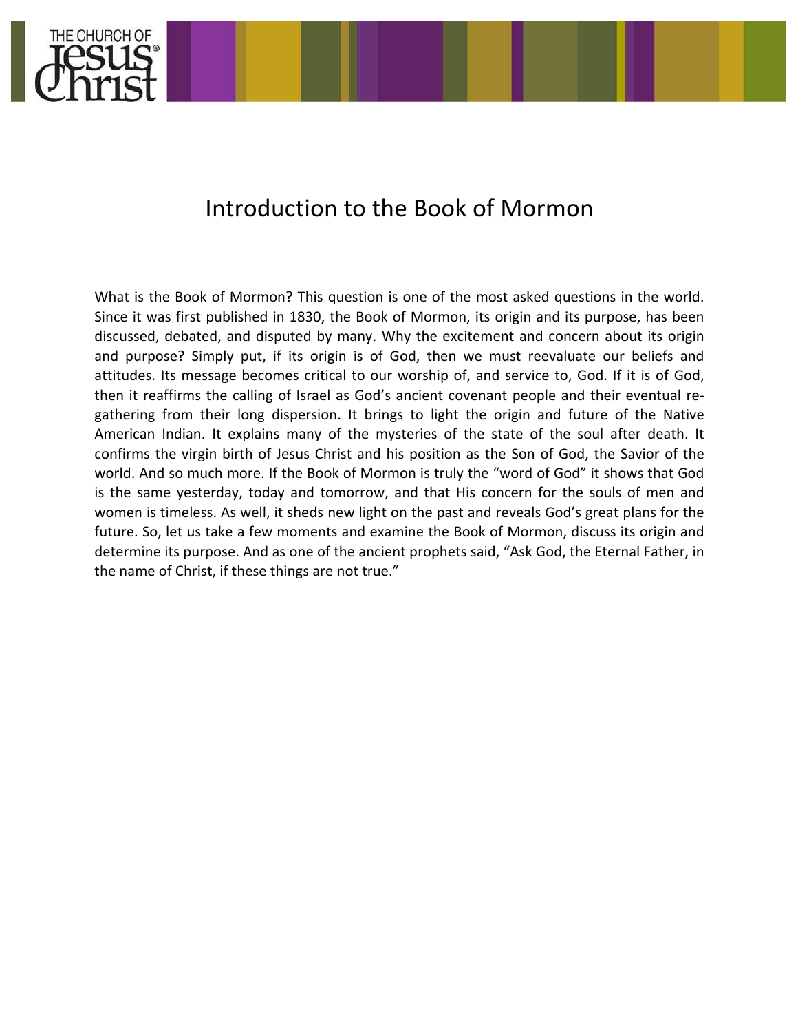# Introduction to the Book of Mormon

What is the Book of Mormon? This question is one of the most asked questions in the world. Since it was first published in 1830, the Book of Mormon, its origin and its purpose, has been discussed, debated, and disputed by many. Why the excitement and concern about its origin and purpose? Simply put, if its origin is of God, then we must reevaluate our beliefs and attitudes. Its message becomes critical to our worship of, and service to, God. If it is of God, then it reaffirms the calling of Israel as God's ancient covenant people and their eventual re-gathering from their long dispersion. It brings to light the origin and future of the Native American Indian. It explains many of the mysteries of the state of the soul after death. It confirms the virgin birth of Jesus Christ and his position as the Son of God, the Savior of the world. And so much more. If the Book of Mormon is truly the "word of God" it shows that God is the same yesterday, today and tomorrow, and that His concern for the souls of men and women is timeless. As well, it sheds new light on the past and reveals God's great plans for the future. So, let us take a few moments and examine the Book of Mormon, discuss its origin and determine its purpose. And as one of the ancient prophets said, "Ask God, the Eternal Father, in the name of Christ, if these things are not true."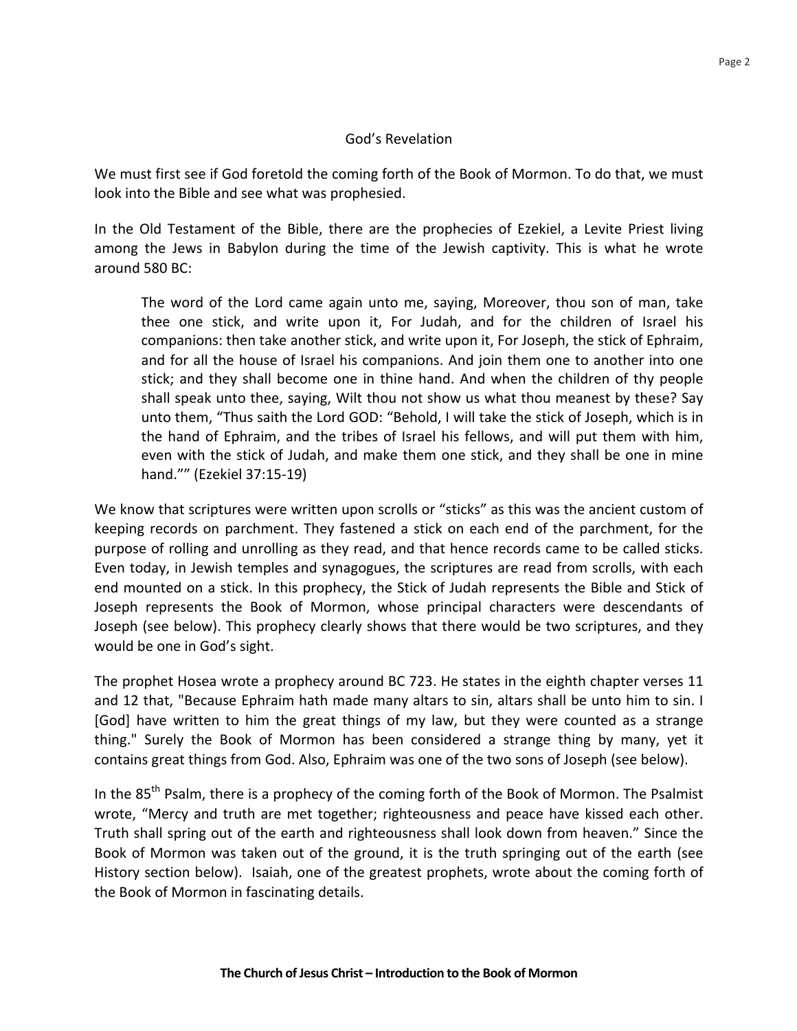## God's Revelation

We must first see if God foretold the coming forth of the Book of Mormon. To do that, we must look into the Bible and see what was prophesied.

In the Old Testament of the Bible, there are the prophecies of Ezekiel, a Levite Priest living among the Jews in Babylon during the time of the Jewish captivity. This is what he wrote around 580 BC:

> The word of the Lord came again unto me, saying, Moreover, thou son of man, take thee one stick, and write upon it, For Judah, and for the children of Israel his companions: then take another stick, and write upon it, For Joseph, the stick of Ephraim, and for all the house of Israel his companions. And join them one to another into one stick; and they shall become one in thine hand. And when the children of thy people shall speak unto thee, saying, Wilt thou not show us what thou meanest by these? Say unto them, "Thus saith the Lord GOD: "Behold, I will take the stick of Joseph, which is in the hand of Ephraim, and the tribes of Israel his fellows, and will put them with him, even with the stick of Judah, and make them one stick, and they shall be one in mine hand."" (Ezekiel 37:15-19)

We know that scriptures were written upon scrolls or "sticks" as this was the ancient custom of keeping records on parchment. They fastened a stick on each end of the parchment, for the purpose of rolling and unrolling as they read, and that hence records came to be called sticks. Even today, in Jewish temples and synagogues, the scriptures are read from scrolls, with each end mounted on a stick. In this prophecy, the Stick of Judah represents the Bible and Stick of Joseph represents the Book of Mormon, whose principal characters were descendants of Joseph (see below). This prophecy clearly shows that there would be two scriptures, and they would be one in God's sight.

The prophet Hosea wrote a prophecy around BC 723. He states in the eighth chapter verses 11 and 12 that, "Because Ephraim hath made many altars to sin, altars shall be unto him to sin. I [God] have written to him the great things of my law, but they were counted as a strange thing." Surely the Book of Mormon has been considered a strange thing by many, yet it contains great things from God. Also, Ephraim was one of the two sons of Joseph (see below).

In the 85th Psalm, there is a prophecy of the coming forth of the Book of Mormon. The Psalmist wrote, "Mercy and truth are met together; righteousness and peace have kissed each other. Truth shall spring out of the earth and righteousness shall look down from heaven." Since the Book of Mormon was taken out of the ground, it is the truth springing out of the earth (see History section below). Isaiah, one of the greatest prophets, wrote about the coming forth of the Book of Mormon in fascinating details.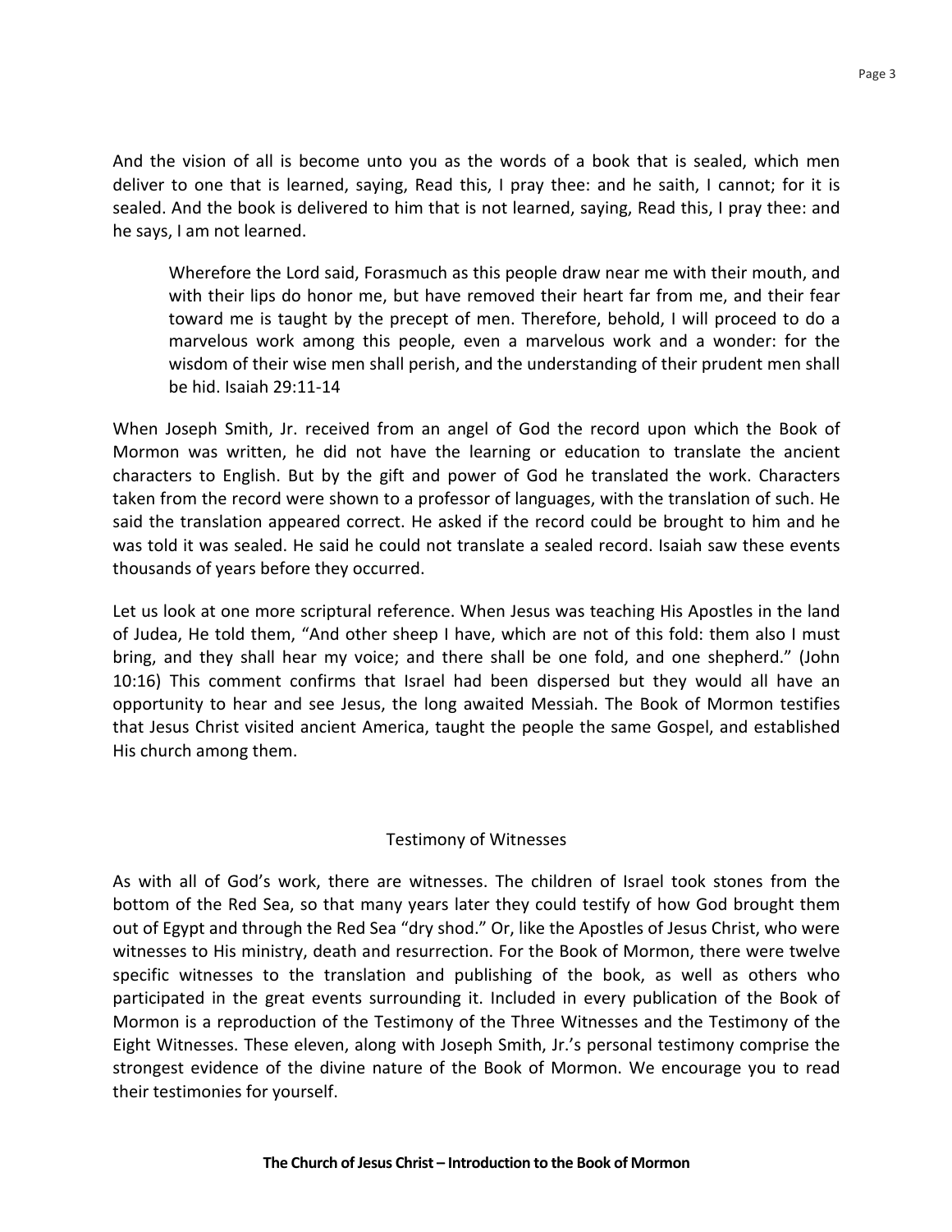And the vision of all is become unto you as the words of a book that is sealed, which men deliver to one that is learned, saying, Read this, I pray thee: and he saith, I cannot; for it is sealed. And the book is delivered to him that is not learned, saying, Read this, I pray thee: and he says, I am not learned.

> Wherefore the Lord said, Forasmuch as this people draw near me with their mouth, and with their lips do honor me, but have removed their heart far from me, and their fear toward me is taught by the precept of men. Therefore, behold, I will proceed to do a marvelous work among this people, even a marvelous work and a wonder: for the wisdom of their wise men shall perish, and the understanding of their prudent men shall be hid. Isaiah 29:11-14

When Joseph Smith, Jr. received from an angel of God the record upon which the Book of Mormon was written, he did not have the learning or education to translate the ancient characters to English. But by the gift and power of God he translated the work. Characters taken from the record were shown to a professor of languages, with the translation of such. He said the translation appeared correct. He asked if the record could be brought to him and he was told it was sealed. He said he could not translate a sealed record. Isaiah saw these events thousands of years before they occurred.

Let us look at one more scriptural reference. When Jesus was teaching His Apostles in the land of Judea, He told them, "And other sheep I have, which are not of this fold: them also I must bring, and they shall hear my voice; and there shall be one fold, and one shepherd." (John 10:16) This comment confirms that Israel had been dispersed but they would all have an opportunity to hear and see Jesus, the long awaited Messiah. The Book of Mormon testifies that Jesus Christ visited ancient America, taught the people the same Gospel, and established His church among them.

## Testimony of Witnesses

As with all of God's work, there are witnesses. The children of Israel took stones from the bottom of the Red Sea, so that many years later they could testify of how God brought them out of Egypt and through the Red Sea "dry shod." Or, like the Apostles of Jesus Christ, who were witnesses to His ministry, death and resurrection. For the Book of Mormon, there were twelve specific witnesses to the translation and publishing of the book, as well as others who participated in the great events surrounding it. Included in every publication of the Book of Mormon is a reproduction of the Testimony of the Three Witnesses and the Testimony of the Eight Witnesses. These eleven, along with Joseph Smith, Jr.'s personal testimony comprise the strongest evidence of the divine nature of the Book of Mormon. We encourage you to read their testimonies for yourself.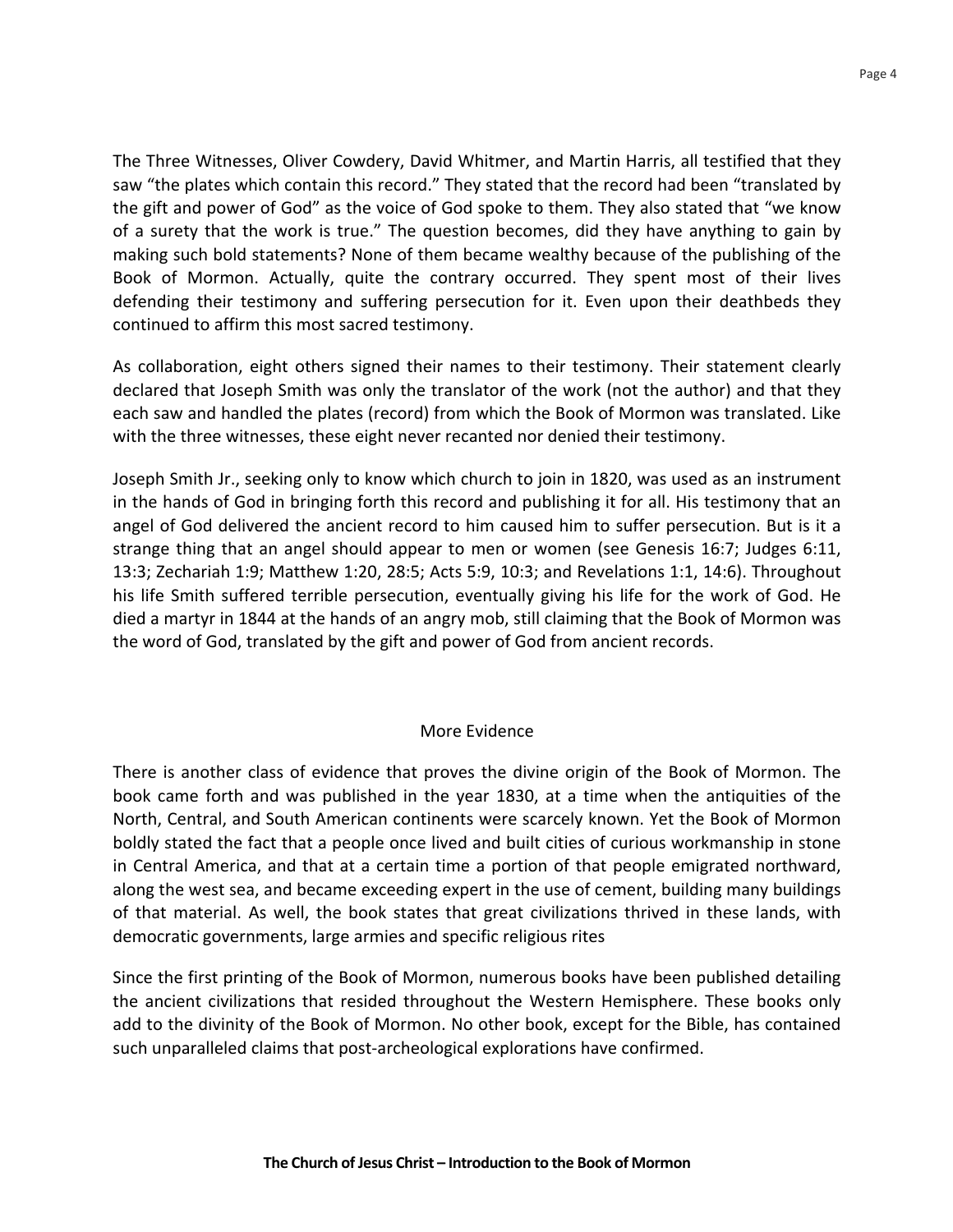The Three Witnesses, Oliver Cowdery, David Whitmer, and Martin Harris, all testified that they saw "the plates which contain this record." They stated that the record had been "translated by the gift and power of God" as the voice of God spoke to them. They also stated that "we know of a surety that the work is true." The question becomes, did they have anything to gain by making such bold statements? None of them became wealthy because of the publishing of the Book of Mormon. Actually, quite the contrary occurred. They spent most of their lives defending their testimony and suffering persecution for it. Even upon their deathbeds they continued to affirm this most sacred testimony.

As collaboration, eight others signed their names to their testimony. Their statement clearly declared that Joseph Smith was only the translator of the work (not the author) and that they each saw and handled the plates (record) from which the Book of Mormon was translated. Like with the three witnesses, these eight never recanted nor denied their testimony.

Joseph Smith Jr., seeking only to know which church to join in 1820, was used as an instrument in the hands of God in bringing forth this record and publishing it for all. His testimony that an angel of God delivered the ancient record to him caused him to suffer persecution. But is it a strange thing that an angel should appear to men or women (see Genesis 16:7; Judges 6:11, 13:3; Zechariah 1:9; Matthew 1:20, 28:5; Acts 5:9, 10:3; and Revelations 1:1, 14:6). Throughout his life Smith suffered terrible persecution, eventually giving his life for the work of God. He died a martyr in 1844 at the hands of an angry mob, still claiming that the Book of Mormon was the word of God, translated by the gift and power of God from ancient records.

## More Evidence

There is another class of evidence that proves the divine origin of the Book of Mormon. The book came forth and was published in the year 1830, at a time when the antiquities of the North, Central, and South American continents were scarcely known. Yet the Book of Mormon boldly stated the fact that a people once lived and built cities of curious workmanship in stone in Central America, and that at a certain time a portion of that people emigrated northward, along the west sea, and became exceeding expert in the use of cement, building many buildings of that material. As well, the book states that great civilizations thrived in these lands, with democratic governments, large armies and specific religious rites

Since the first printing of the Book of Mormon, numerous books have been published detailing the ancient civilizations that resided throughout the Western Hemisphere. These books only add to the divinity of the Book of Mormon. No other book, except for the Bible, has contained such unparalleled claims that post-archeological explorations have confirmed.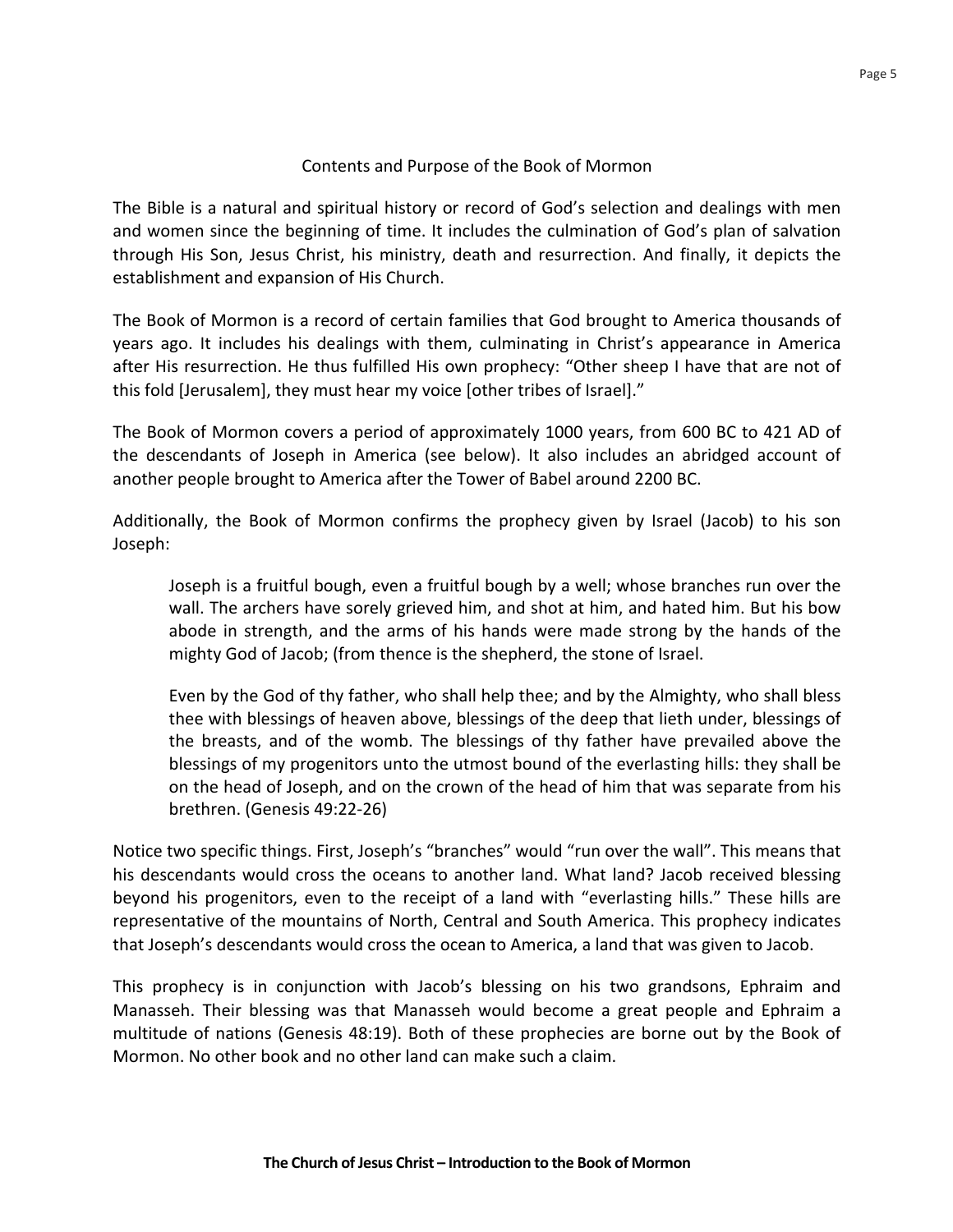## Contents and Purpose of the Book of Mormon

The Bible is a natural and spiritual history or record of God's selection and dealings with men and women since the beginning of time. It includes the culmination of God's plan of salvation through His Son, Jesus Christ, his ministry, death and resurrection. And finally, it depicts the establishment and expansion of His Church.

The Book of Mormon is a record of certain families that God brought to America thousands of years ago. It includes his dealings with them, culminating in Christ's appearance in America after His resurrection. He thus fulfilled His own prophecy: "Other sheep I have that are not of this fold [Jerusalem], they must hear my voice [other tribes of Israel]."

The Book of Mormon covers a period of approximately 1000 years, from 600 BC to 421 AD of the descendants of Joseph in America (see below). It also includes an abridged account of another people brought to America after the Tower of Babel around 2200 BC.

Additionally, the Book of Mormon confirms the prophecy given by Israel (Jacob) to his son Joseph:

> Joseph is a fruitful bough, even a fruitful bough by a well; whose branches run over the wall. The archers have sorely grieved him, and shot at him, and hated him. But his bow abode in strength, and the arms of his hands were made strong by the hands of the mighty God of Jacob; (from thence is the shepherd, the stone of Israel.
>
> Even by the God of thy father, who shall help thee; and by the Almighty, who shall bless thee with blessings of heaven above, blessings of the deep that lieth under, blessings of the breasts, and of the womb. The blessings of thy father have prevailed above the blessings of my progenitors unto the utmost bound of the everlasting hills: they shall be on the head of Joseph, and on the crown of the head of him that was separate from his brethren. (Genesis 49:22-26)

Notice two specific things. First, Joseph's "branches" would "run over the wall". This means that his descendants would cross the oceans to another land. What land? Jacob received blessing beyond his progenitors, even to the receipt of a land with "everlasting hills." These hills are representative of the mountains of North, Central and South America. This prophecy indicates that Joseph's descendants would cross the ocean to America, a land that was given to Jacob.

This prophecy is in conjunction with Jacob's blessing on his two grandsons, Ephraim and Manasseh. Their blessing was that Manasseh would become a great people and Ephraim a multitude of nations (Genesis 48:19). Both of these prophecies are borne out by the Book of Mormon. No other book and no other land can make such a claim.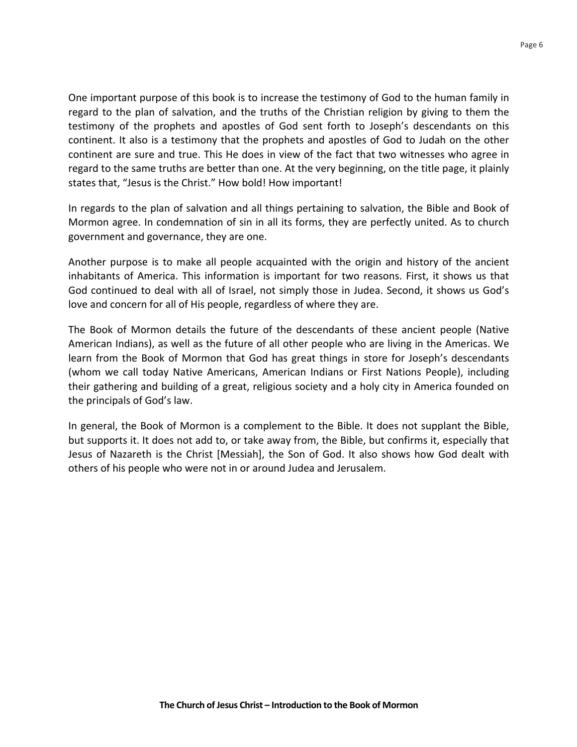One important purpose of this book is to increase the testimony of God to the human family in regard to the plan of salvation, and the truths of the Christian religion by giving to them the testimony of the prophets and apostles of God sent forth to Joseph's descendants on this continent. It also is a testimony that the prophets and apostles of God to Judah on the other continent are sure and true. This He does in view of the fact that two witnesses who agree in regard to the same truths are better than one. At the very beginning, on the title page, it plainly states that, "Jesus is the Christ." How bold! How important!

In regards to the plan of salvation and all things pertaining to salvation, the Bible and Book of Mormon agree. In condemnation of sin in all its forms, they are perfectly united. As to church government and governance, they are one.

Another purpose is to make all people acquainted with the origin and history of the ancient inhabitants of America. This information is important for two reasons. First, it shows us that God continued to deal with all of Israel, not simply those in Judea. Second, it shows us God's love and concern for all of His people, regardless of where they are.

The Book of Mormon details the future of the descendants of these ancient people (Native American Indians), as well as the future of all other people who are living in the Americas. We learn from the Book of Mormon that God has great things in store for Joseph's descendants (whom we call today Native Americans, American Indians or First Nations People), including their gathering and building of a great, religious society and a holy city in America founded on the principals of God's law.

In general, the Book of Mormon is a complement to the Bible. It does not supplant the Bible, but supports it. It does not add to, or take away from, the Bible, but confirms it, especially that Jesus of Nazareth is the Christ [Messiah], the Son of God. It also shows how God dealt with others of his people who were not in or around Judea and Jerusalem.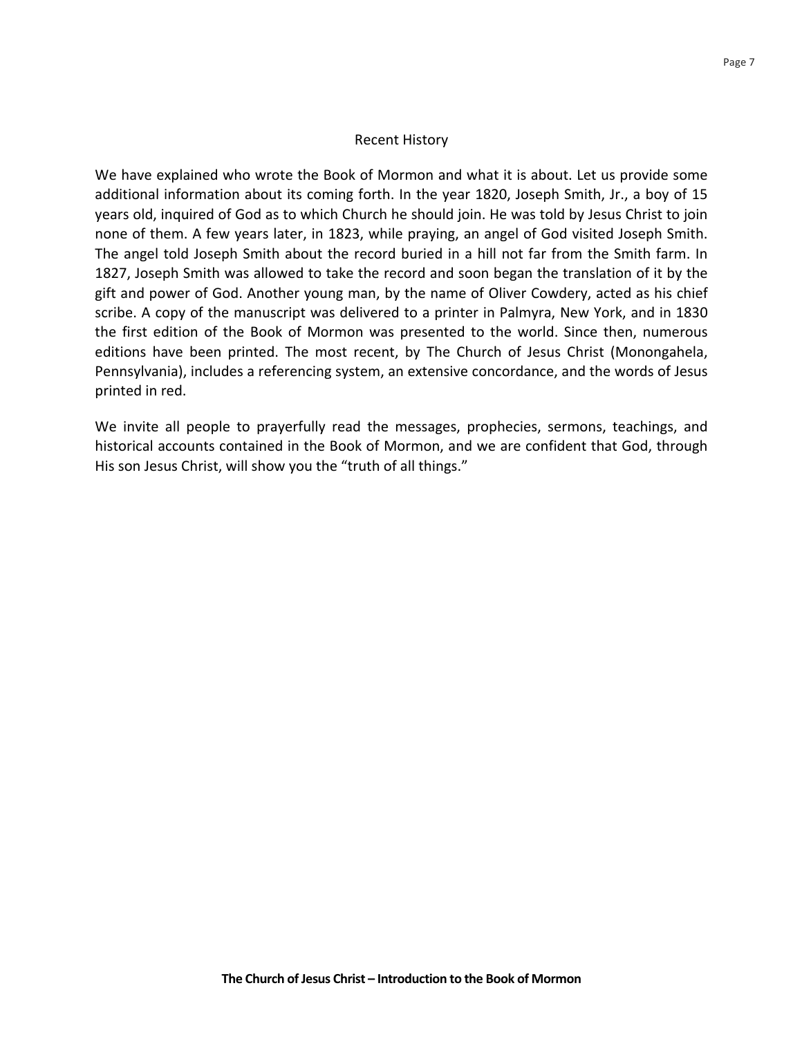## Recent History

We have explained who wrote the Book of Mormon and what it is about. Let us provide some additional information about its coming forth. In the year 1820, Joseph Smith, Jr., a boy of 15 years old, inquired of God as to which Church he should join. He was told by Jesus Christ to join none of them. A few years later, in 1823, while praying, an angel of God visited Joseph Smith. The angel told Joseph Smith about the record buried in a hill not far from the Smith farm. In 1827, Joseph Smith was allowed to take the record and soon began the translation of it by the gift and power of God. Another young man, by the name of Oliver Cowdery, acted as his chief scribe. A copy of the manuscript was delivered to a printer in Palmyra, New York, and in 1830 the first edition of the Book of Mormon was presented to the world. Since then, numerous editions have been printed. The most recent, by The Church of Jesus Christ (Monongahela, Pennsylvania), includes a referencing system, an extensive concordance, and the words of Jesus printed in red.

We invite all people to prayerfully read the messages, prophecies, sermons, teachings, and historical accounts contained in the Book of Mormon, and we are confident that God, through His son Jesus Christ, will show you the "truth of all things."